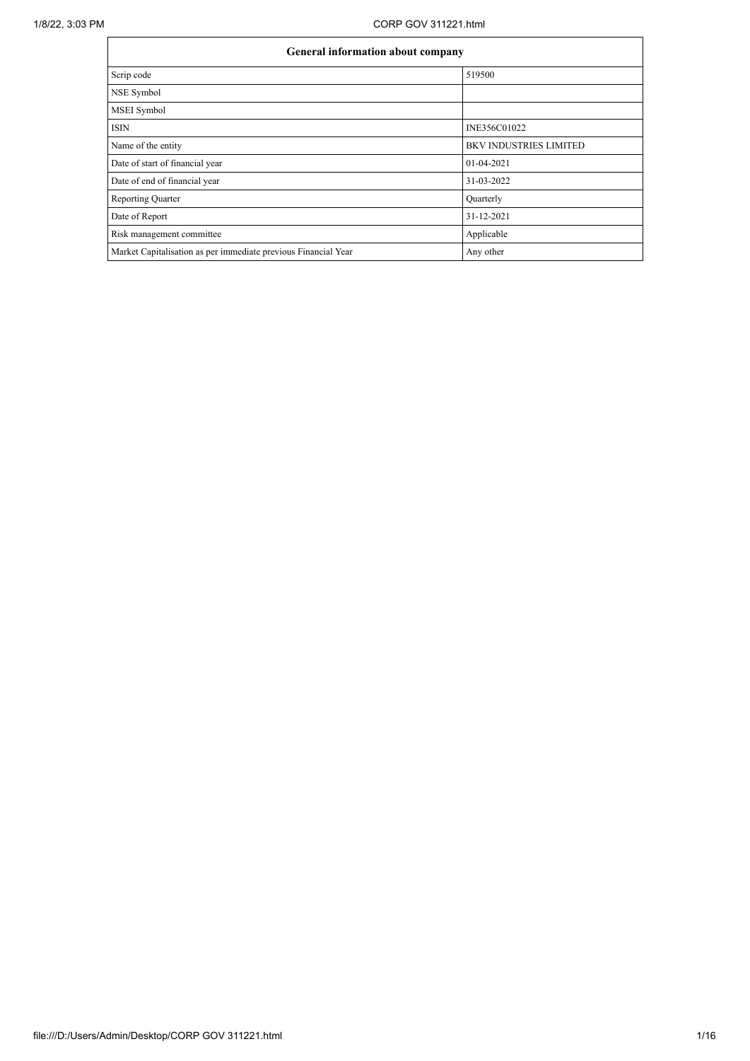| General information about company | |
|---|---|
| Scrip code | 519500 |
| NSE Symbol | |
| MSEI Symbol | |
| ISIN | INE356C01022 |
| Name of the entity | BKV INDUSTRIES LIMITED |
| Date of start of financial year | 01-04-2021 |
| Date of end of financial year | 31-03-2022 |
| Reporting Quarter | Quarterly |
| Date of Report | 31-12-2021 |
| Risk management committee | Applicable |
| Market Capitalisation as per immediate previous Financial Year | Any other |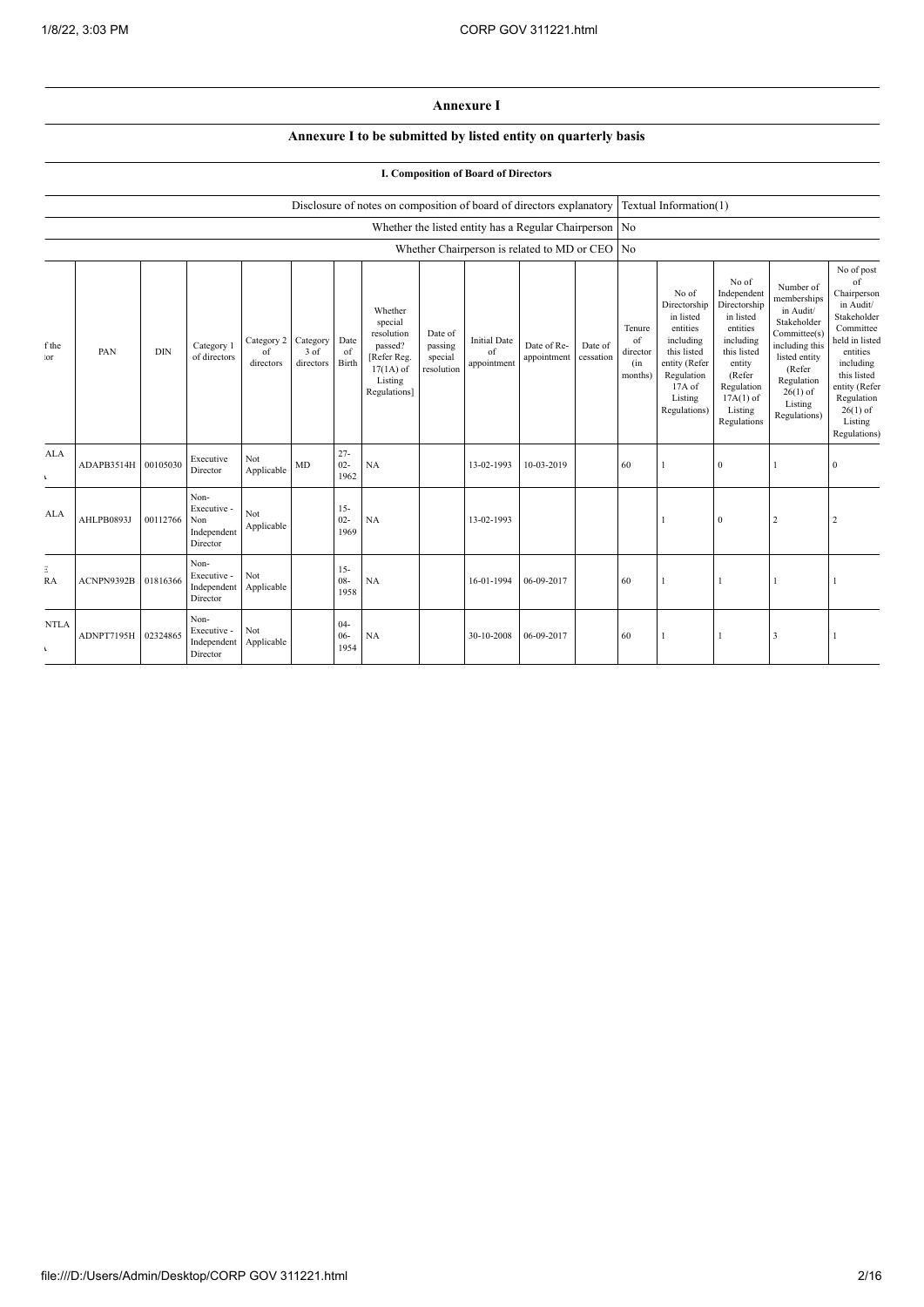## Annexure I

### Annexure I to be submitted by listed entity on quarterly basis

#### I. Composition of Board of Directors

| Disclosure of notes on composition of board of directors explanatory | Textual Information(1) |
|---|---|
| Whether the listed entity has a Regular Chairperson | No |
| Whether Chairperson is related to MD or CEO | No |

| f the tor | PAN | DIN | Category 1 of directors | Category 2 of directors | Category 3 of directors | Date of Birth | Whether special resolution passed? [Refer Reg. 17(1A) of Listing Regulations] | Date of passing special resolution | Initial Date of appointment | Date of Re-appointment | Date of cessation | Tenure of director (in months) | No of Directorship in listed entities including this listed entity (Refer Regulation 17A of Listing Regulations) | No of Independent Directorship in listed entities including this listed entity (Refer Regulation 17A(1) of Listing Regulations | Number of memberships in Audit/ Stakeholder Committee(s) including this listed entity (Refer Regulation 26(1) of Listing Regulations) | No of post of Chairperson in Audit/ Stakeholder Committee held in listed entities including this listed entity (Refer Regulation 26(1) of Listing Regulations) |
|---|---|---|---|---|---|---|---|---|---|---|---|---|---|---|---|---|
| ALA | ADAPB3514H | 00105030 | Executive Director | Not Applicable | MD | 27-02-1962 | NA | | 13-02-1993 | 10-03-2019 | | 60 | 1 | 0 | 1 | 0 |
| ALA | AHLPB0893J | 00112766 | Non-Executive - Non Independent Director | Not Applicable | | 15-02-1969 | NA | | 13-02-1993 | | | | 1 | 0 | 2 | 2 |
| RA | ACNPN9392B | 01816366 | Non-Executive - Independent Director | Not Applicable | | 15-08-1958 | NA | | 16-01-1994 | 06-09-2017 | | 60 | 1 | 1 | 1 | 1 |
| NTLA | ADNPT7195H | 02324865 | Non-Executive - Independent Director | Not Applicable | | 04-06-1954 | NA | | 30-10-2008 | 06-09-2017 | | 60 | 1 | 1 | 3 | 1 |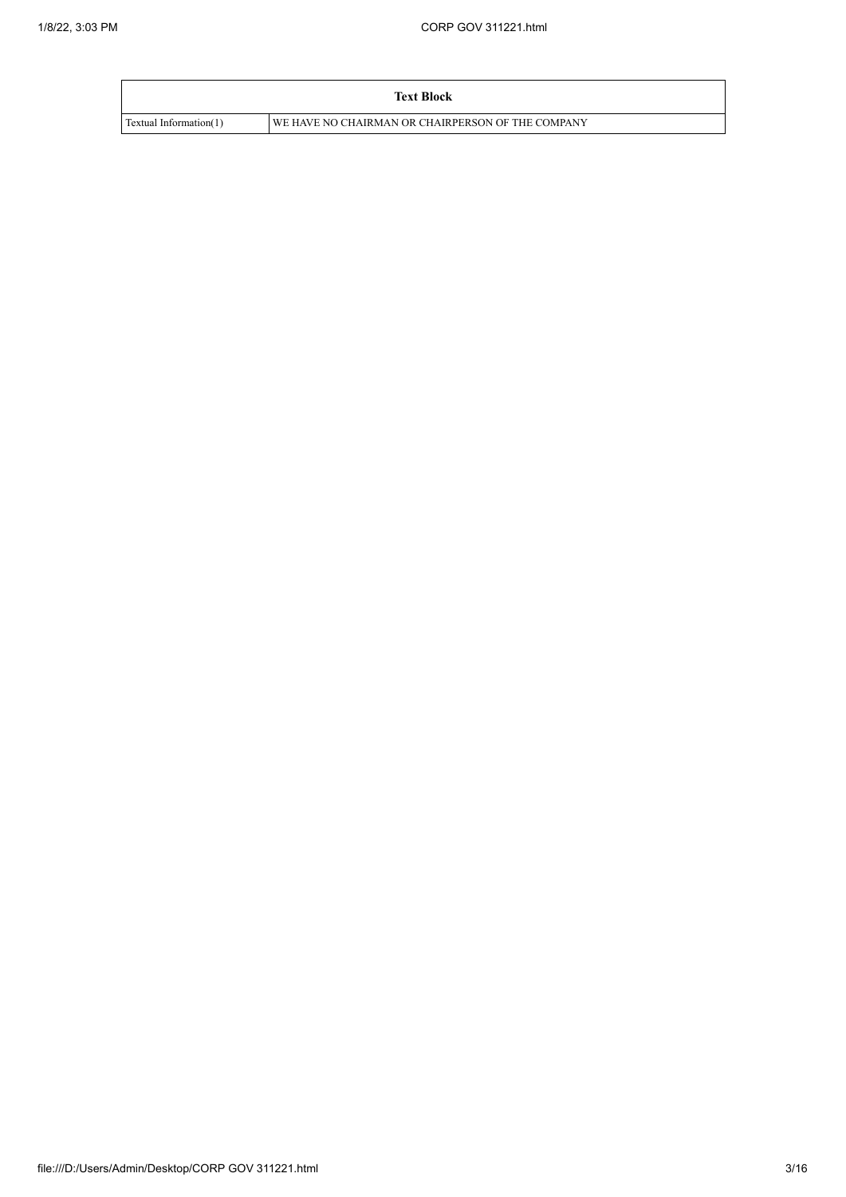| Text Block | |
|---|---|
| Textual Information(1) | WE HAVE NO CHAIRMAN OR CHAIRPERSON OF THE COMPANY |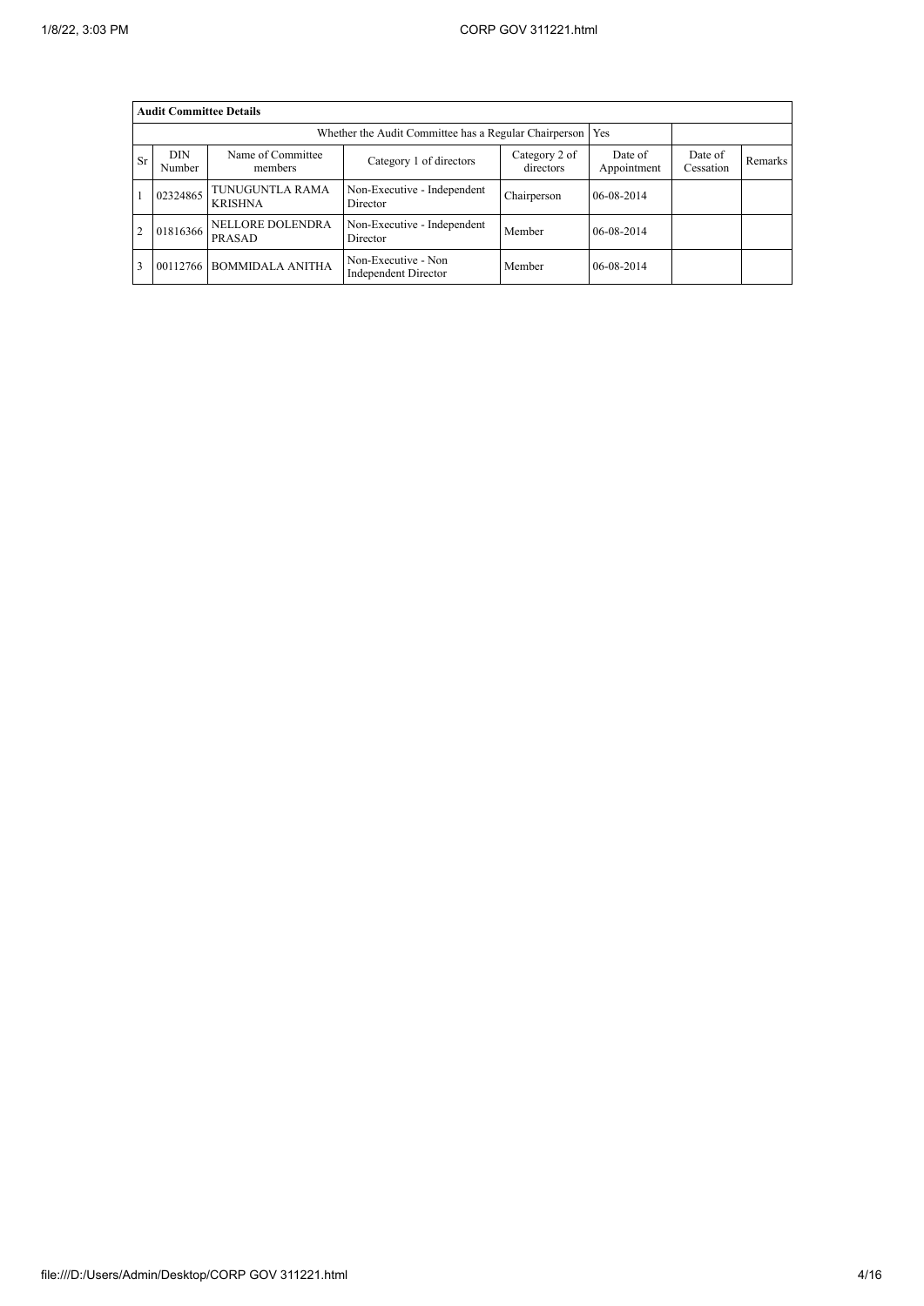| Audit Committee Details | | | | | | | |
|---|---|---|---|---|---|---|---|
| Whether the Audit Committee has a Regular Chairperson | | | | | Yes | | |
| Sr | DIN Number | Name of Committee members | Category 1 of directors | Category 2 of directors | Date of Appointment | Date of Cessation | Remarks |
| 1 | 02324865 | TUNUGUNTLA RAMA KRISHNA | Non-Executive - Independent Director | Chairperson | 06-08-2014 | | |
| 2 | 01816366 | NELLORE DOLENDRA PRASAD | Non-Executive - Independent Director | Member | 06-08-2014 | | |
| 3 | 00112766 | BOMMIDALA ANITHA | Non-Executive - Non Independent Director | Member | 06-08-2014 | | |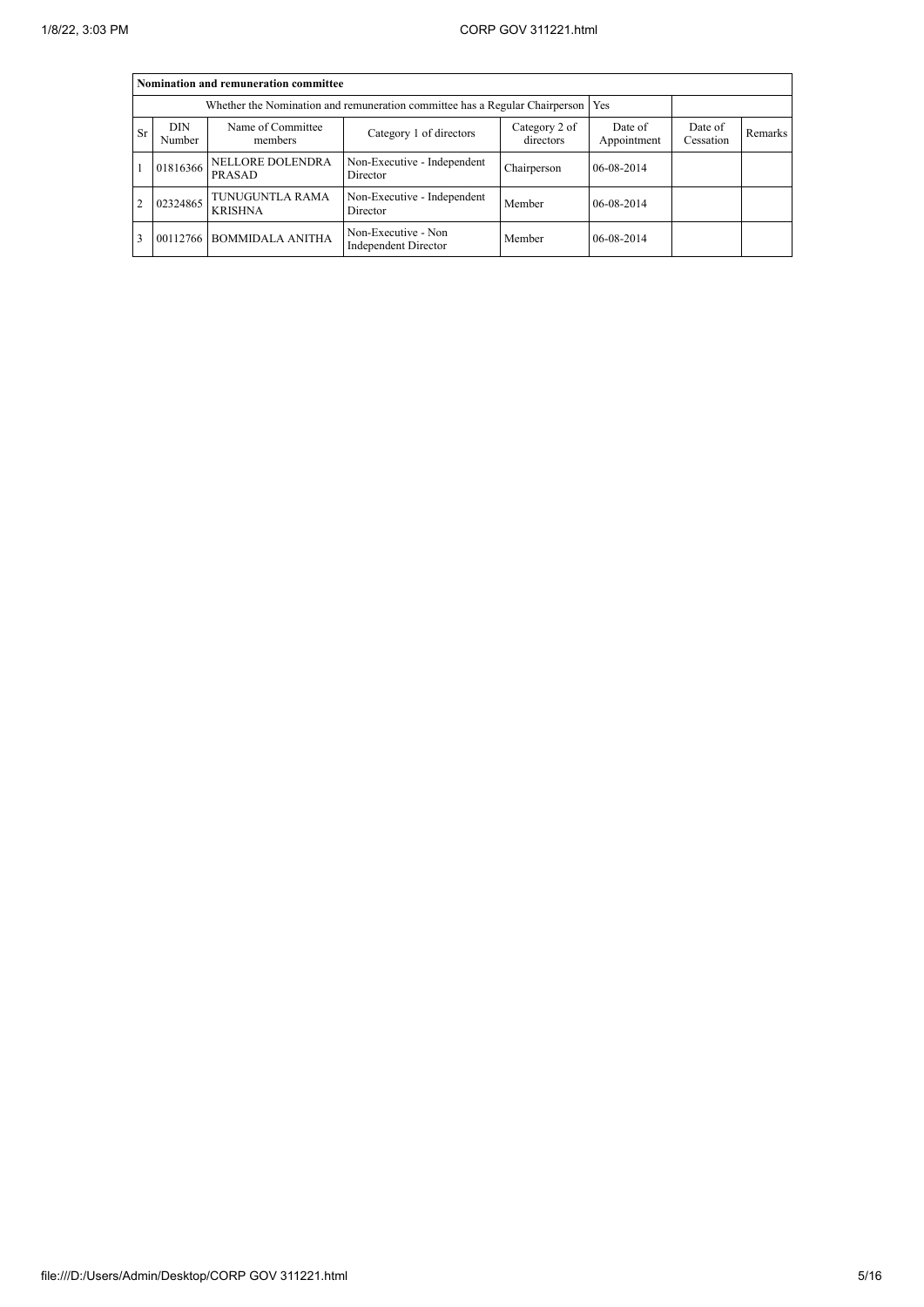| Nomination and remuneration committee | | | | | | | |
|---|---|---|---|---|---|---|---|
| Whether the Nomination and remuneration committee has a Regular Chairperson | | | | | Yes | | |
| Sr | DIN Number | Name of Committee members | Category 1 of directors | Category 2 of directors | Date of Appointment | Date of Cessation | Remarks |
| 1 | 01816366 | NELLORE DOLENDRA PRASAD | Non-Executive - Independent Director | Chairperson | 06-08-2014 | | |
| 2 | 02324865 | TUNUGUNTLA RAMA KRISHNA | Non-Executive - Independent Director | Member | 06-08-2014 | | |
| 3 | 00112766 | BOMMIDALA ANITHA | Non-Executive - Non Independent Director | Member | 06-08-2014 | | |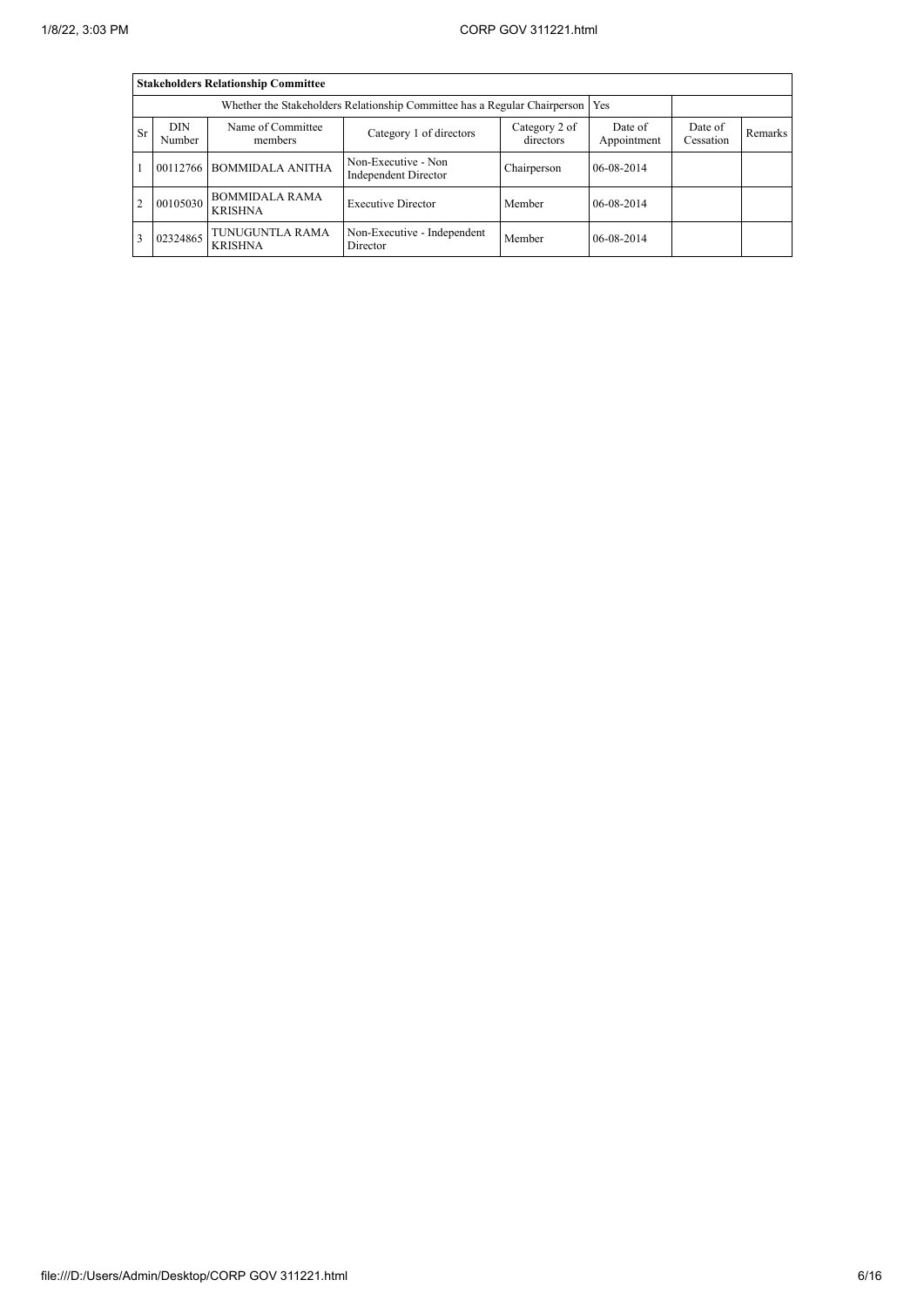| **Stakeholders Relationship Committee** | | | | | | | |
|---|---|---|---|---|---|---|---|
| Whether the Stakeholders Relationship Committee has a Regular Chairperson | | | | | Yes | | |
| Sr | DIN Number | Name of Committee members | Category 1 of directors | Category 2 of directors | Date of Appointment | Date of Cessation | Remarks |
| 1 | 00112766 | BOMMIDALA ANITHA | Non-Executive - Non Independent Director | Chairperson | 06-08-2014 | | |
| 2 | 00105030 | BOMMIDALA RAMA KRISHNA | Executive Director | Member | 06-08-2014 | | |
| 3 | 02324865 | TUNUGUNTLA RAMA KRISHNA | Non-Executive - Independent Director | Member | 06-08-2014 | | |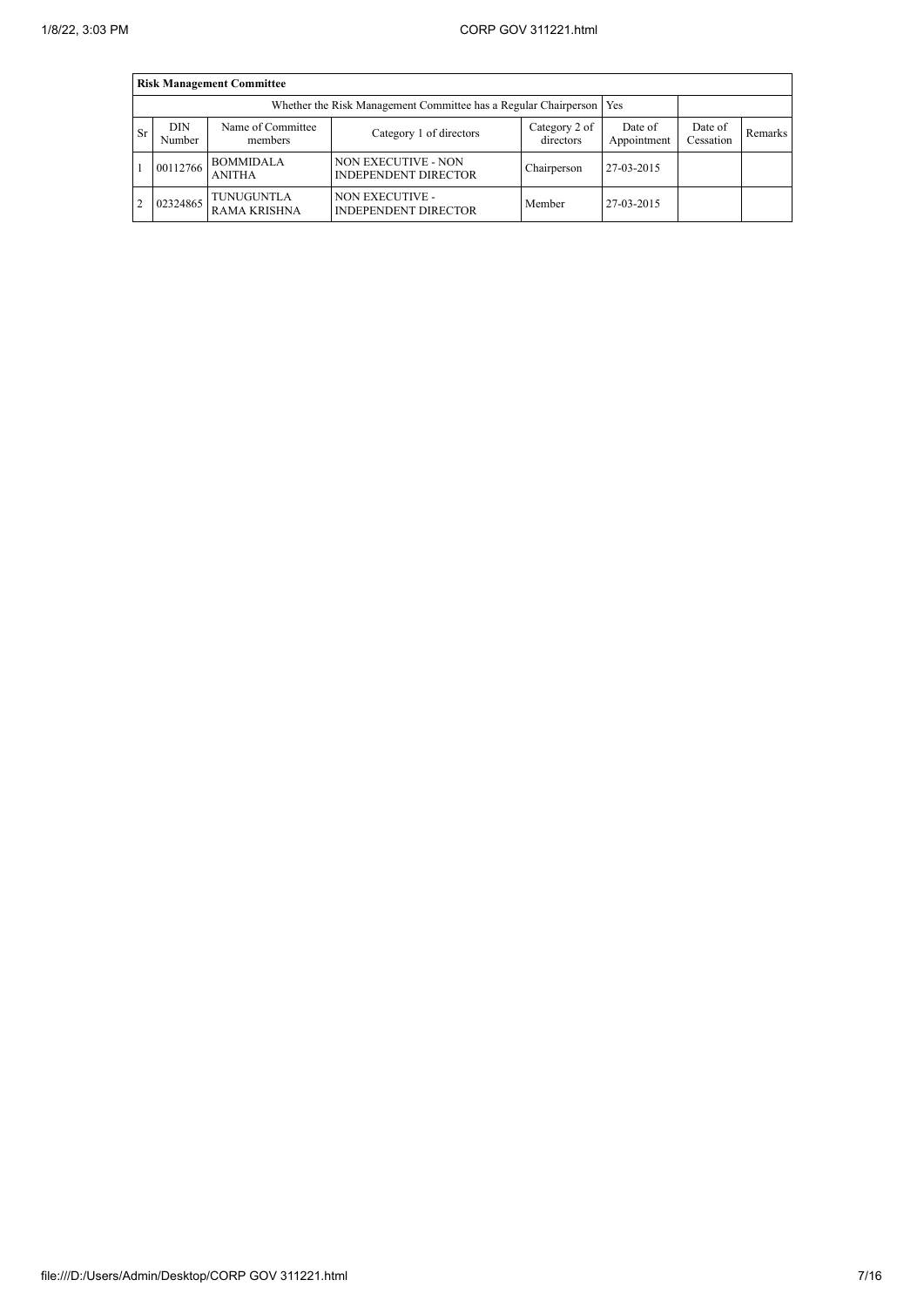| **Risk Management Committee** | | | | | | | |
|---|---|---|---|---|---|---|---|
| Whether the Risk Management Committee has a Regular Chairperson | | | | | Yes | | |
| Sr | DIN Number | Name of Committee members | Category 1 of directors | Category 2 of directors | Date of Appointment | Date of Cessation | Remarks |
| 1 | 00112766 | BOMMIDALA ANITHA | NON EXECUTIVE - NON INDEPENDENT DIRECTOR | Chairperson | 27-03-2015 | | |
| 2 | 02324865 | TUNUGUNTLA RAMA KRISHNA | NON EXECUTIVE - INDEPENDENT DIRECTOR | Member | 27-03-2015 | | |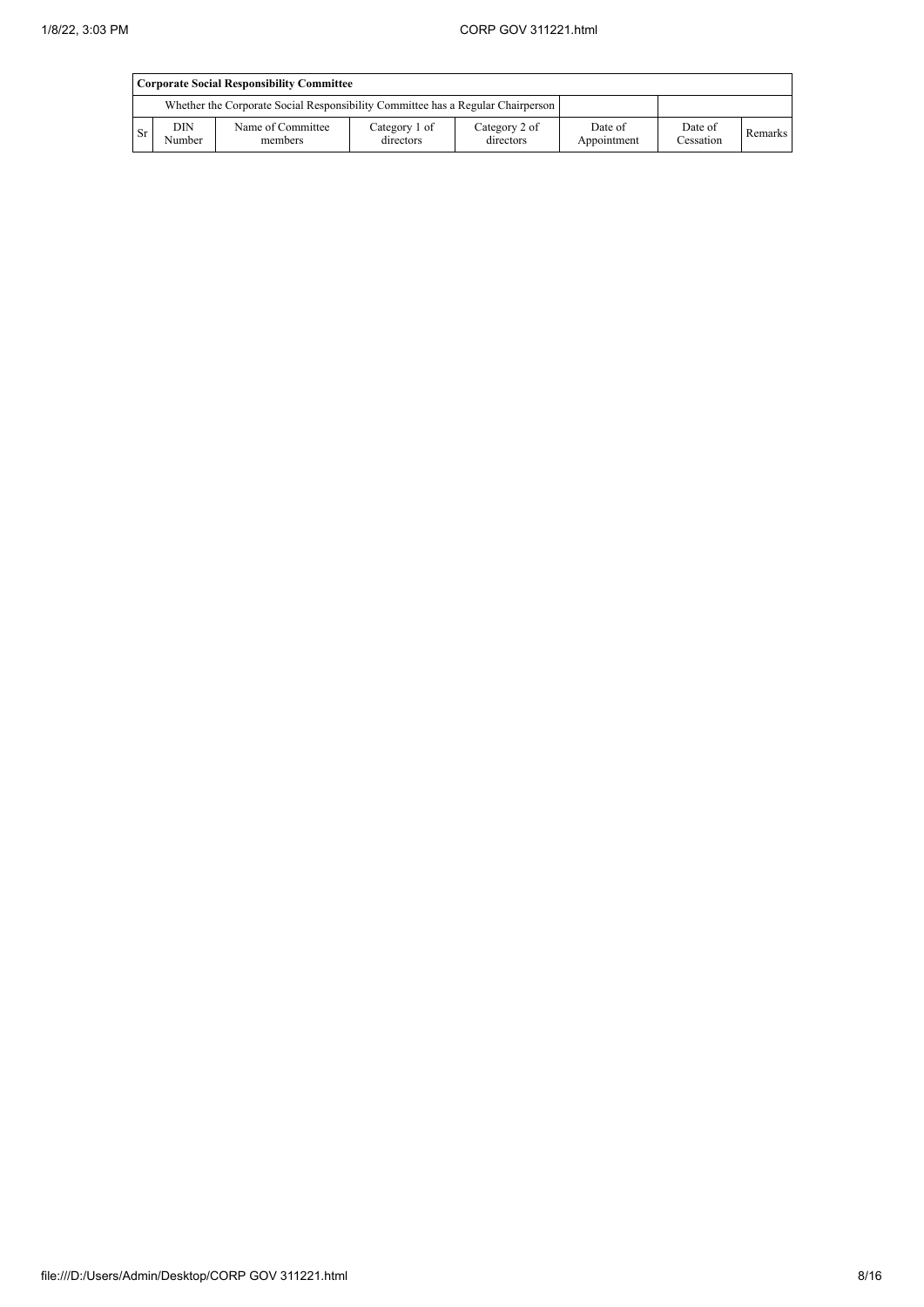| Corporate Social Responsibility Committee | | | | | | | |
|---|---|---|---|---|---|---|---|
| Whether the Corporate Social Responsibility Committee has a Regular Chairperson | | | | | | | |
| Sr | DIN Number | Name of Committee members | Category 1 of directors | Category 2 of directors | Date of Appointment | Date of Cessation | Remarks |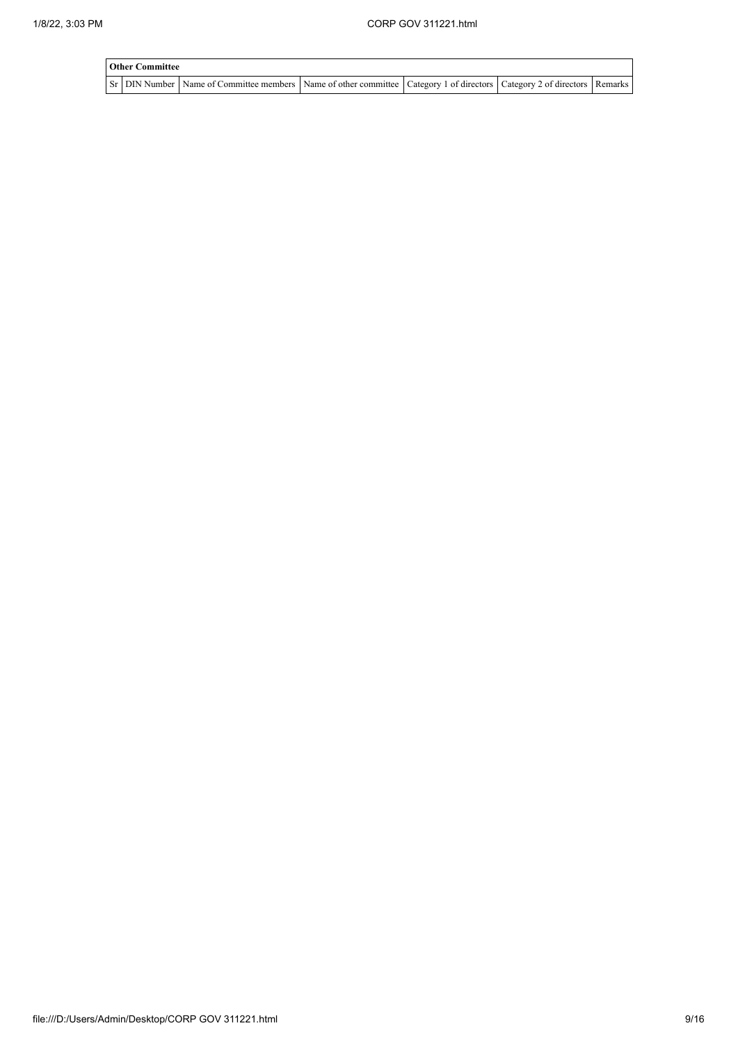| Other Committee | | | | | | |
|---|---|---|---|---|---|---|
| Sr | DIN Number | Name of Committee members | Name of other committee | Category 1 of directors | Category 2 of directors | Remarks |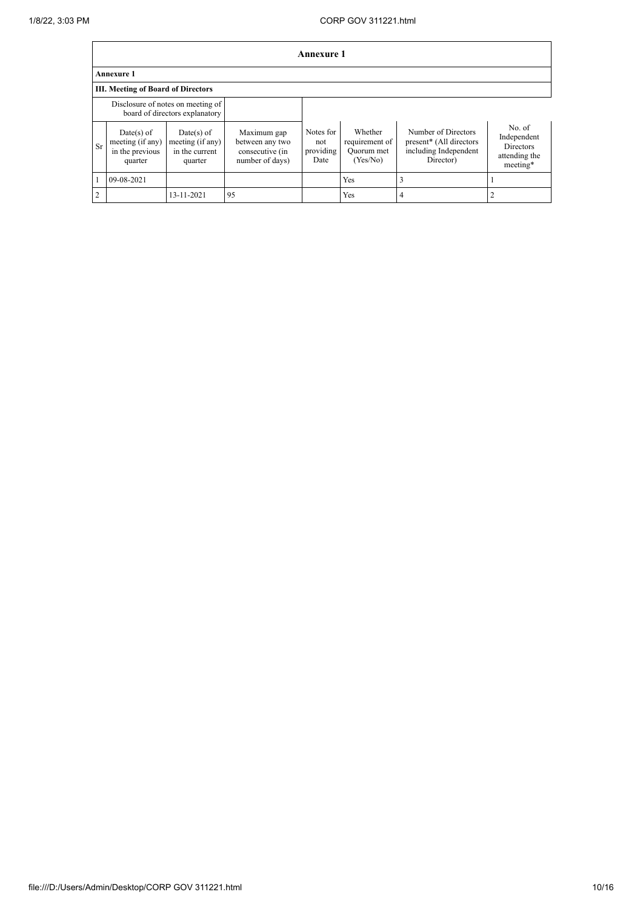## Annexure 1

**Annexure 1**

**III. Meeting of Board of Directors**

| | Disclosure of notes on meeting of board of directors explanatory | | | | | | |
|---|---|---|---|---|---|---|---|
| Sr | Date(s) of meeting (if any) in the previous quarter | Date(s) of meeting (if any) in the current quarter | Maximum gap between any two consecutive (in number of days) | Notes for not providing Date | Whether requirement of Quorum met (Yes/No) | Number of Directors present* (All directors including Independent Director) | No. of Independent Directors attending the meeting* |
| 1 | 09-08-2021 | | | | Yes | 3 | 1 |
| 2 | | 13-11-2021 | 95 | | Yes | 4 | 2 |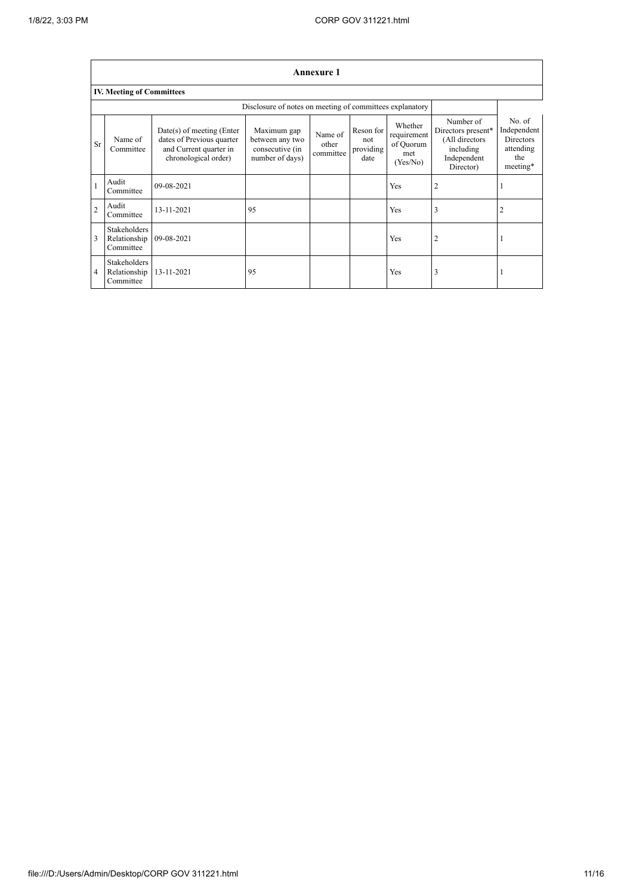## Annexure 1

### IV. Meeting of Committees

Disclosure of notes on meeting of committees explanatory

| Sr | Name of Committee | Date(s) of meeting (Enter dates of Previous quarter and Current quarter in chronological order) | Maximum gap between any two consecutive (in number of days) | Name of other committee | Reson for not providing date | Whether requirement of Quorum met (Yes/No) | Number of Directors present* (All directors including Independent Director) | No. of Independent Directors attending the meeting* |
|---|---|---|---|---|---|---|---|---|
| 1 | Audit Committee | 09-08-2021 | | | | Yes | 2 | 1 |
| 2 | Audit Committee | 13-11-2021 | 95 | | | Yes | 3 | 2 |
| 3 | Stakeholders Relationship Committee | 09-08-2021 | | | | Yes | 2 | 1 |
| 4 | Stakeholders Relationship Committee | 13-11-2021 | 95 | | | Yes | 3 | 1 |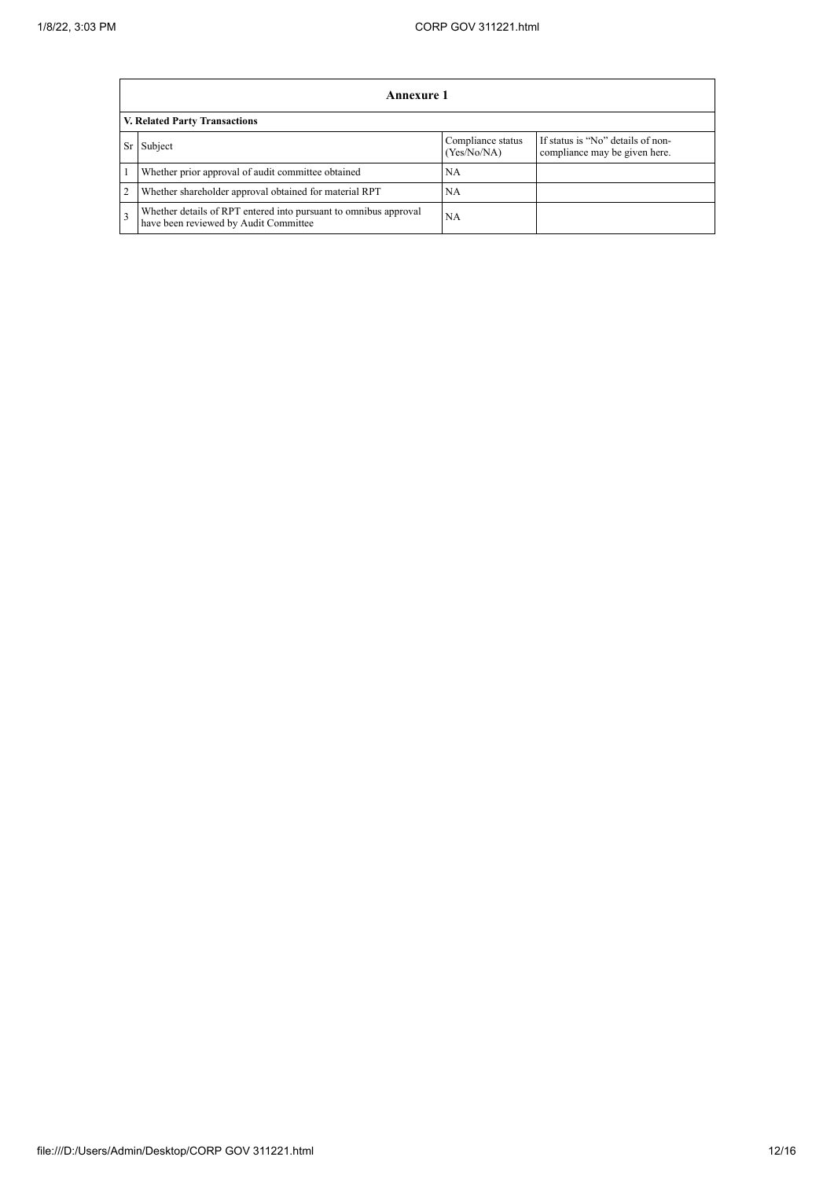## Annexure 1

### V. Related Party Transactions

| Sr | Subject | Compliance status (Yes/No/NA) | If status is "No" details of non-compliance may be given here. |
|---|---|---|---|
| 1 | Whether prior approval of audit committee obtained | NA | |
| 2 | Whether shareholder approval obtained for material RPT | NA | |
| 3 | Whether details of RPT entered into pursuant to omnibus approval have been reviewed by Audit Committee | NA | |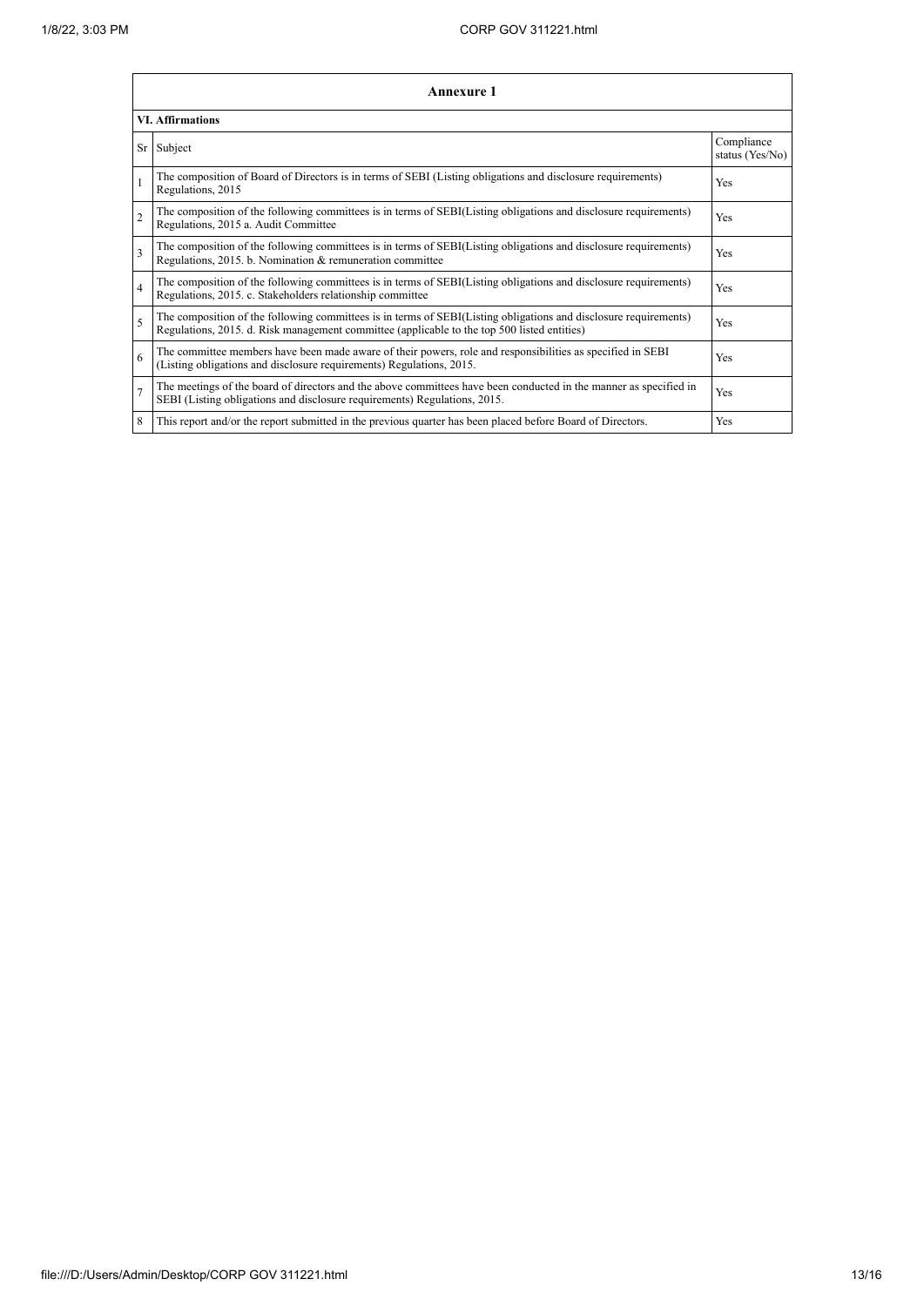| Annexure 1 | | |
|---|---|---|
| **VI. Affirmations** | | |
| Sr | Subject | Compliance status (Yes/No) |
| 1 | The composition of Board of Directors is in terms of SEBI (Listing obligations and disclosure requirements) Regulations, 2015 | Yes |
| 2 | The composition of the following committees is in terms of SEBI(Listing obligations and disclosure requirements) Regulations, 2015 a. Audit Committee | Yes |
| 3 | The composition of the following committees is in terms of SEBI(Listing obligations and disclosure requirements) Regulations, 2015. b. Nomination & remuneration committee | Yes |
| 4 | The composition of the following committees is in terms of SEBI(Listing obligations and disclosure requirements) Regulations, 2015. c. Stakeholders relationship committee | Yes |
| 5 | The composition of the following committees is in terms of SEBI(Listing obligations and disclosure requirements) Regulations, 2015. d. Risk management committee (applicable to the top 500 listed entities) | Yes |
| 6 | The committee members have been made aware of their powers, role and responsibilities as specified in SEBI (Listing obligations and disclosure requirements) Regulations, 2015. | Yes |
| 7 | The meetings of the board of directors and the above committees have been conducted in the manner as specified in SEBI (Listing obligations and disclosure requirements) Regulations, 2015. | Yes |
| 8 | This report and/or the report submitted in the previous quarter has been placed before Board of Directors. | Yes |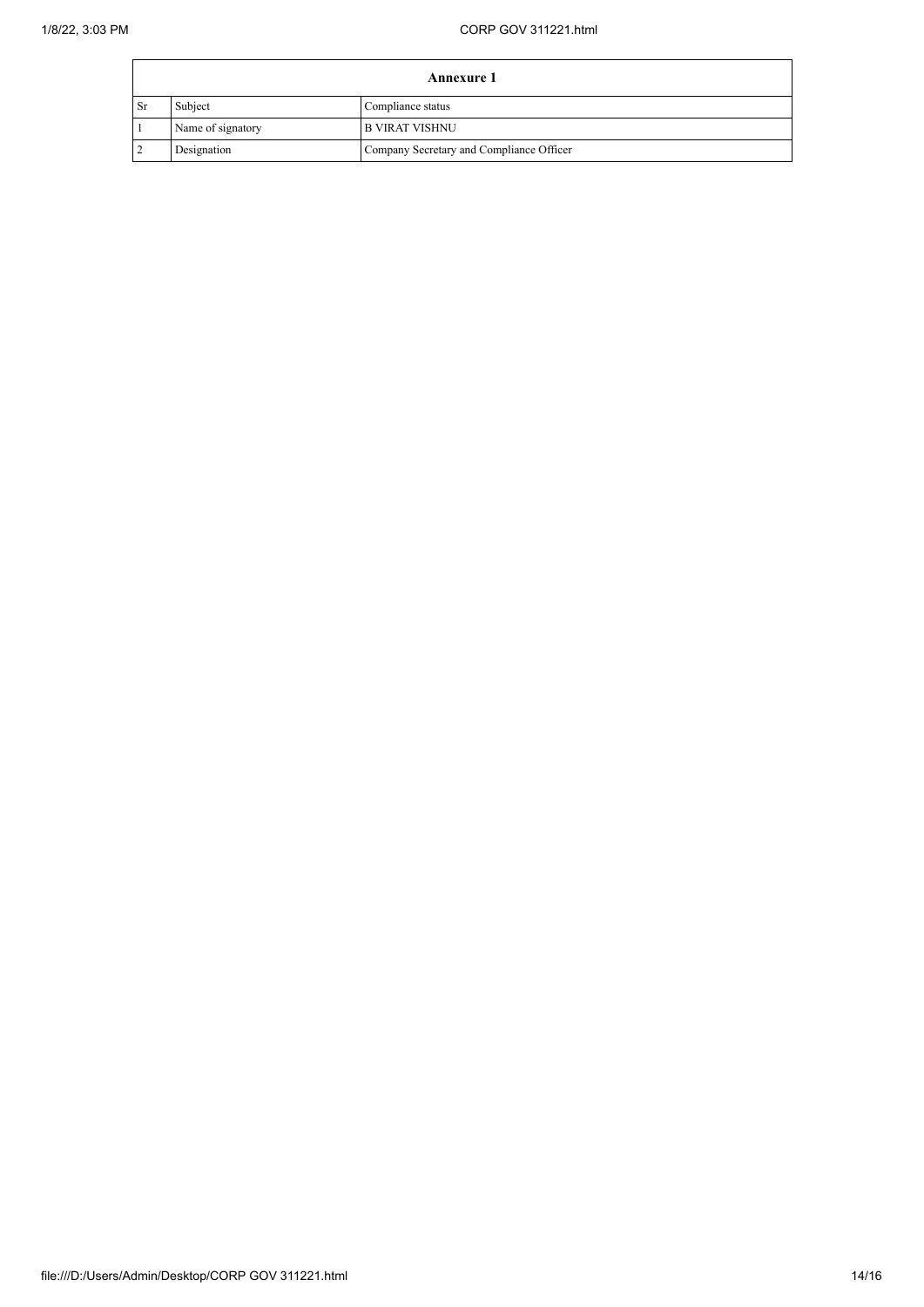| Annexure 1 | | |
|---|---|---|
| Sr | Subject | Compliance status |
| 1 | Name of signatory | B VIRAT VISHNU |
| 2 | Designation | Company Secretary and Compliance Officer |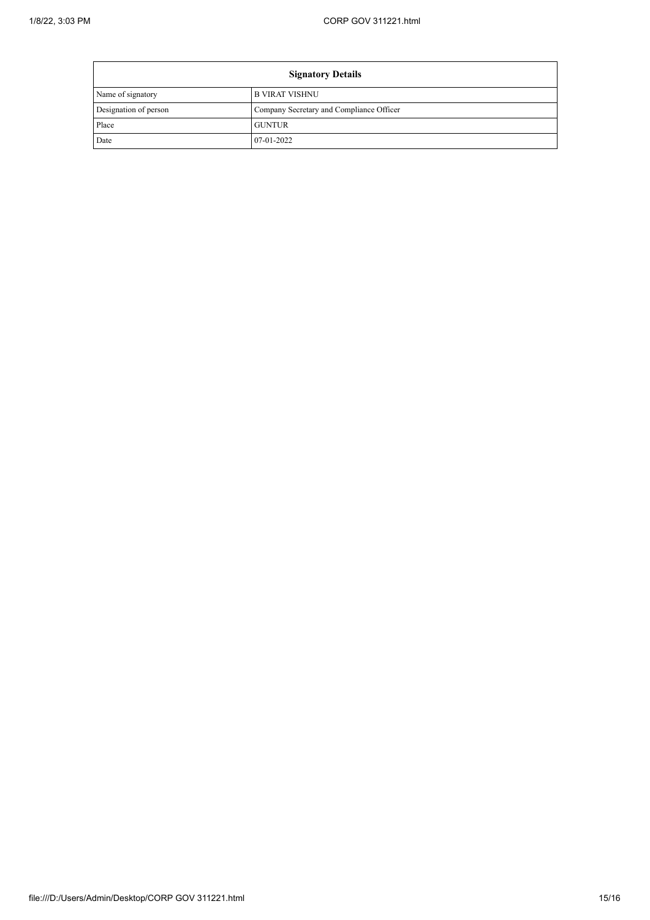| Signatory Details | |
|---|---|
| Name of signatory | B VIRAT VISHNU |
| Designation of person | Company Secretary and Compliance Officer |
| Place | GUNTUR |
| Date | 07-01-2022 |